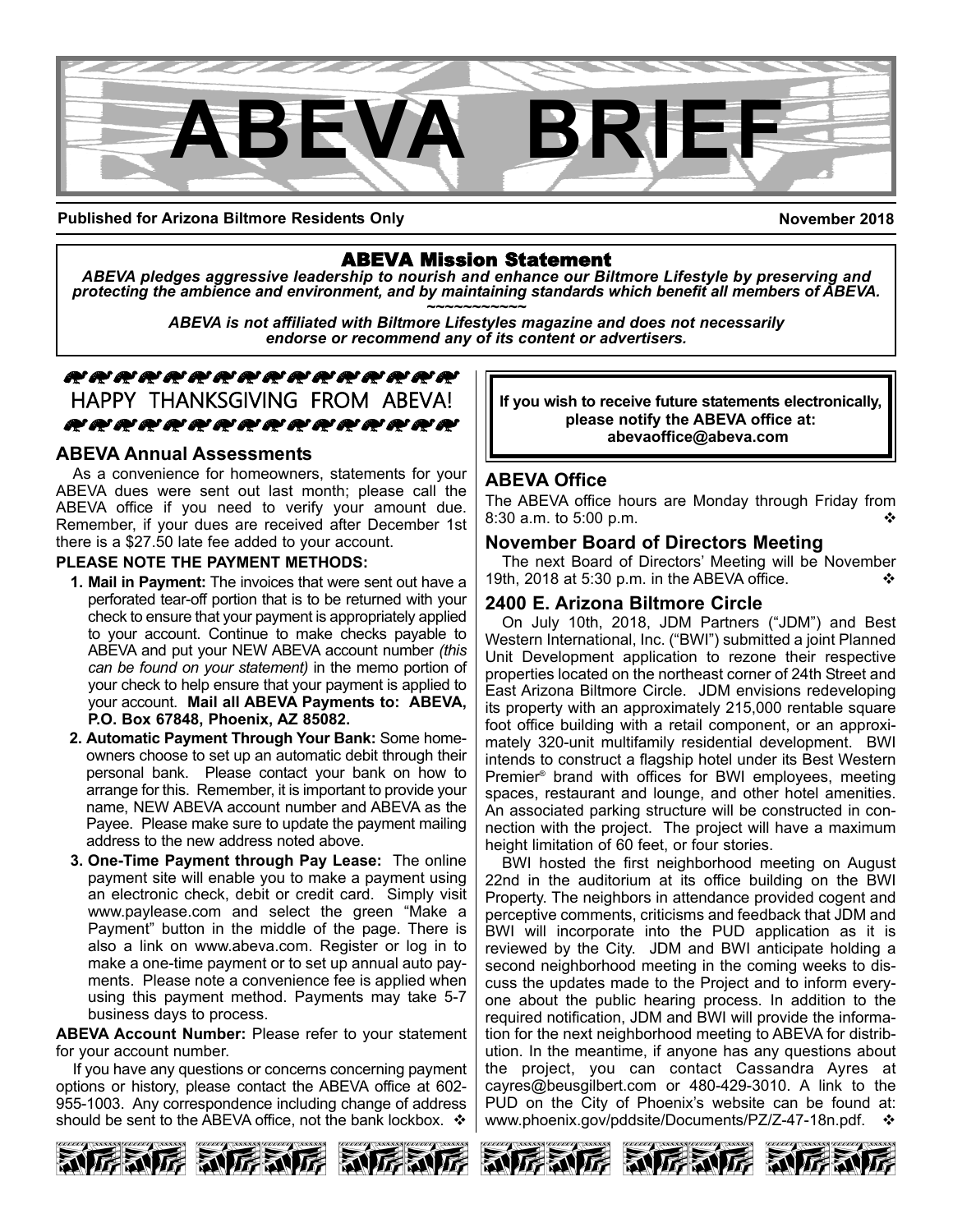# ABEVA BRIEF

**Published for Arizona Biltmore Residents Only** **November 2018**

## ABEVA Mission Statement

***ABEVA pledges aggressive leadership to nourish and enhance our Biltmore Lifestyle by preserving and protecting the ambience and environment, and by maintaining standards which benefit all members of ABEVA.***

~~~~~~~~~~~

***ABEVA is not affiliated with Biltmore Lifestyles magazine and does not necessarily endorse or recommend any of its content or advertisers.***

HAPPY THANKSGIVING FROM ABEVA!

## ABEVA Annual Assessments

As a convenience for homeowners, statements for your ABEVA dues were sent out last month; please call the ABEVA office if you need to verify your amount due. Remember, if your dues are received after December 1st there is a $27.50 late fee added to your account.

**PLEASE NOTE THE PAYMENT METHODS:**

1. **Mail in Payment:** The invoices that were sent out have a perforated tear-off portion that is to be returned with your check to ensure that your payment is appropriately applied to your account. Continue to make checks payable to ABEVA and put your NEW ABEVA account number *(this can be found on your statement)* in the memo portion of your check to help ensure that your payment is applied to your account. **Mail all ABEVA Payments to: ABEVA, P.O. Box 67848, Phoenix, AZ 85082.**
2. **Automatic Payment Through Your Bank:** Some homeowners choose to set up an automatic debit through their personal bank. Please contact your bank on how to arrange for this. Remember, it is important to provide your name, NEW ABEVA account number and ABEVA as the Payee. Please make sure to update the payment mailing address to the new address noted above.
3. **One-Time Payment through Pay Lease:** The online payment site will enable you to make a payment using an electronic check, debit or credit card. Simply visit www.paylease.com and select the green "Make a Payment" button in the middle of the page. There is also a link on www.abeva.com. Register or log in to make a one-time payment or to set up annual auto payments. Please note a convenience fee is applied when using this payment method. Payments may take 5-7 business days to process.

**ABEVA Account Number:** Please refer to your statement for your account number.

If you have any questions or concerns concerning payment options or history, please contact the ABEVA office at 602-955-1003. Any correspondence including change of address should be sent to the ABEVA office, not the bank lockbox. ❖

**If you wish to receive future statements electronically, please notify the ABEVA office at: abevaoffice@abeva.com**

## ABEVA Office

The ABEVA office hours are Monday through Friday from 8:30 a.m. to 5:00 p.m. ❖

## November Board of Directors Meeting

The next Board of Directors' Meeting will be November 19th, 2018 at 5:30 p.m. in the ABEVA office. ❖

## 2400 E. Arizona Biltmore Circle

On July 10th, 2018, JDM Partners ("JDM") and Best Western International, Inc. ("BWI") submitted a joint Planned Unit Development application to rezone their respective properties located on the northeast corner of 24th Street and East Arizona Biltmore Circle. JDM envisions redeveloping its property with an approximately 215,000 rentable square foot office building with a retail component, or an approximately 320-unit multifamily residential development. BWI intends to construct a flagship hotel under its Best Western Premier® brand with offices for BWI employees, meeting spaces, restaurant and lounge, and other hotel amenities. An associated parking structure will be constructed in connection with the project. The project will have a maximum height limitation of 60 feet, or four stories.

BWI hosted the first neighborhood meeting on August 22nd in the auditorium at its office building on the BWI Property. The neighbors in attendance provided cogent and perceptive comments, criticisms and feedback that JDM and BWI will incorporate into the PUD application as it is reviewed by the City. JDM and BWI anticipate holding a second neighborhood meeting in the coming weeks to discuss the updates made to the Project and to inform everyone about the public hearing process. In addition to the required notification, JDM and BWI will provide the information for the next neighborhood meeting to ABEVA for distribution. In the meantime, if anyone has any questions about the project, you can contact Cassandra Ayres at cayres@beusgilbert.com or 480-429-3010. A link to the PUD on the City of Phoenix's website can be found at: www.phoenix.gov/pddsite/Documents/PZ/Z-47-18n.pdf. ❖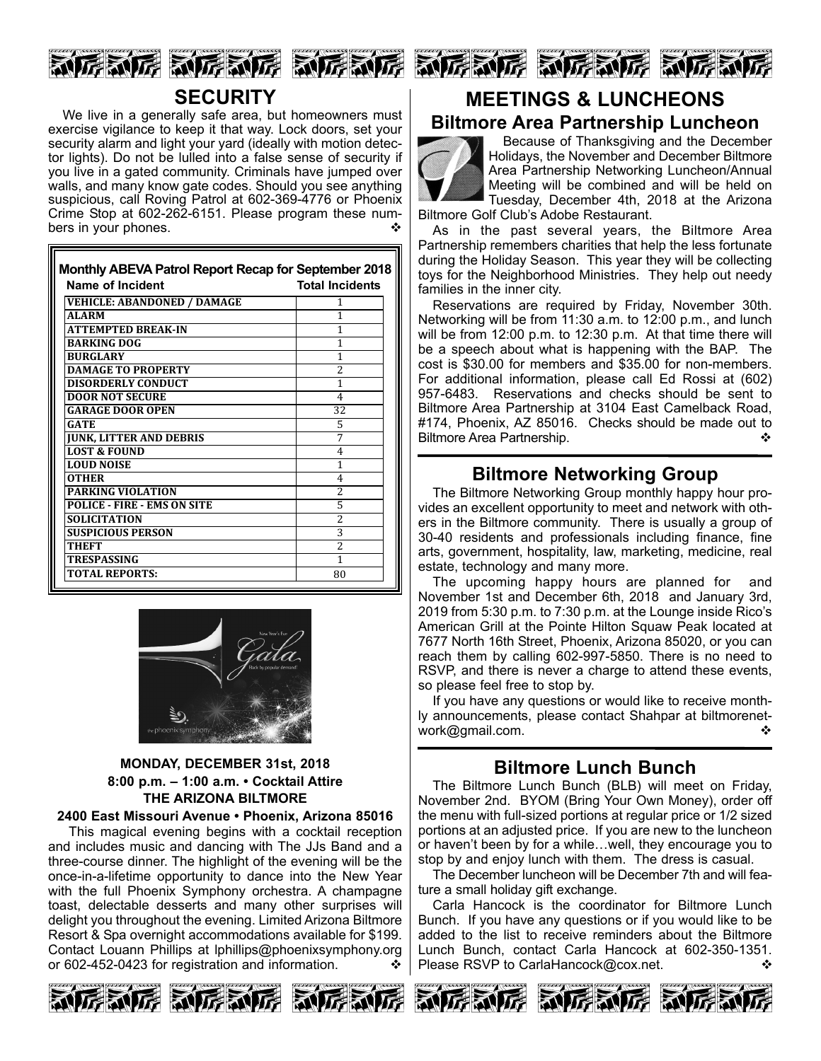## SECURITY

We live in a generally safe area, but homeowners must exercise vigilance to keep it that way. Lock doors, set your security alarm and light your yard (ideally with motion detector lights). Do not be lulled into a false sense of security if you live in a gated community. Criminals have jumped over walls, and many know gate codes. Should you see anything suspicious, call Roving Patrol at 602-369-4776 or Phoenix Crime Stop at 602-262-6151. Please program these numbers in your phones. ❖

**Monthly ABEVA Patrol Report Recap for September 2018**

| Name of Incident | Total Incidents |
|---|---|
| VEHICLE: ABANDONED / DAMAGE | 1 |
| ALARM | 1 |
| ATTEMPTED BREAK-IN | 1 |
| BARKING DOG | 1 |
| BURGLARY | 1 |
| DAMAGE TO PROPERTY | 2 |
| DISORDERLY CONDUCT | 1 |
| DOOR NOT SECURE | 4 |
| GARAGE DOOR OPEN | 32 |
| GATE | 5 |
| JUNK, LITTER AND DEBRIS | 7 |
| LOST & FOUND | 4 |
| LOUD NOISE | 1 |
| OTHER | 4 |
| PARKING VIOLATION | 2 |
| POLICE - FIRE - EMS ON SITE | 5 |
| SOLICITATION | 2 |
| SUSPICIOUS PERSON | 3 |
| THEFT | 2 |
| TRESPASSING | 1 |
| TOTAL REPORTS: | 80 |

**MONDAY, DECEMBER 31st, 2018**
**8:00 p.m. – 1:00 a.m. • Cocktail Attire**
**THE ARIZONA BILTMORE**
**2400 East Missouri Avenue • Phoenix, Arizona 85016**

This magical evening begins with a cocktail reception and includes music and dancing with The JJs Band and a three-course dinner. The highlight of the evening will be the once-in-a-lifetime opportunity to dance into the New Year with the full Phoenix Symphony orchestra. A champagne toast, delectable desserts and many other surprises will delight you throughout the evening. Limited Arizona Biltmore Resort & Spa overnight accommodations available for $199. Contact Louann Phillips at lphillips@phoenixsymphony.org or 602-452-0423 for registration and information. ❖

## MEETINGS & LUNCHEONS

### Biltmore Area Partnership Luncheon

Because of Thanksgiving and the December Holidays, the November and December Biltmore Area Partnership Networking Luncheon/Annual Meeting will be combined and will be held on Tuesday, December 4th, 2018 at the Arizona Biltmore Golf Club's Adobe Restaurant.

As in the past several years, the Biltmore Area Partnership remembers charities that help the less fortunate during the Holiday Season. This year they will be collecting toys for the Neighborhood Ministries. They help out needy families in the inner city.

Reservations are required by Friday, November 30th. Networking will be from 11:30 a.m. to 12:00 p.m., and lunch will be from 12:00 p.m. to 12:30 p.m. At that time there will be a speech about what is happening with the BAP. The cost is $30.00 for members and $35.00 for non-members. For additional information, please call Ed Rossi at (602) 957-6483. Reservations and checks should be sent to Biltmore Area Partnership at 3104 East Camelback Road, #174, Phoenix, AZ 85016. Checks should be made out to Biltmore Area Partnership. ❖

### Biltmore Networking Group

The Biltmore Networking Group monthly happy hour provides an excellent opportunity to meet and network with others in the Biltmore community. There is usually a group of 30-40 residents and professionals including finance, fine arts, government, hospitality, law, marketing, medicine, real estate, technology and many more.

The upcoming happy hours are planned for and November 1st and December 6th, 2018 and January 3rd, 2019 from 5:30 p.m. to 7:30 p.m. at the Lounge inside Rico's American Grill at the Pointe Hilton Squaw Peak located at 7677 North 16th Street, Phoenix, Arizona 85020, or you can reach them by calling 602-997-5850. There is no need to RSVP, and there is never a charge to attend these events, so please feel free to stop by.

If you have any questions or would like to receive monthly announcements, please contact Shahpar at biltmorenetwork@gmail.com. ❖

### Biltmore Lunch Bunch

The Biltmore Lunch Bunch (BLB) will meet on Friday, November 2nd. BYOM (Bring Your Own Money), order off the menu with full-sized portions at regular price or 1/2 sized portions at an adjusted price. If you are new to the luncheon or haven't been by for a while…well, they encourage you to stop by and enjoy lunch with them. The dress is casual.

The December luncheon will be December 7th and will feature a small holiday gift exchange.

Carla Hancock is the coordinator for Biltmore Lunch Bunch. If you have any questions or if you would like to be added to the list to receive reminders about the Biltmore Lunch Bunch, contact Carla Hancock at 602-350-1351. Please RSVP to CarlaHancock@cox.net. ❖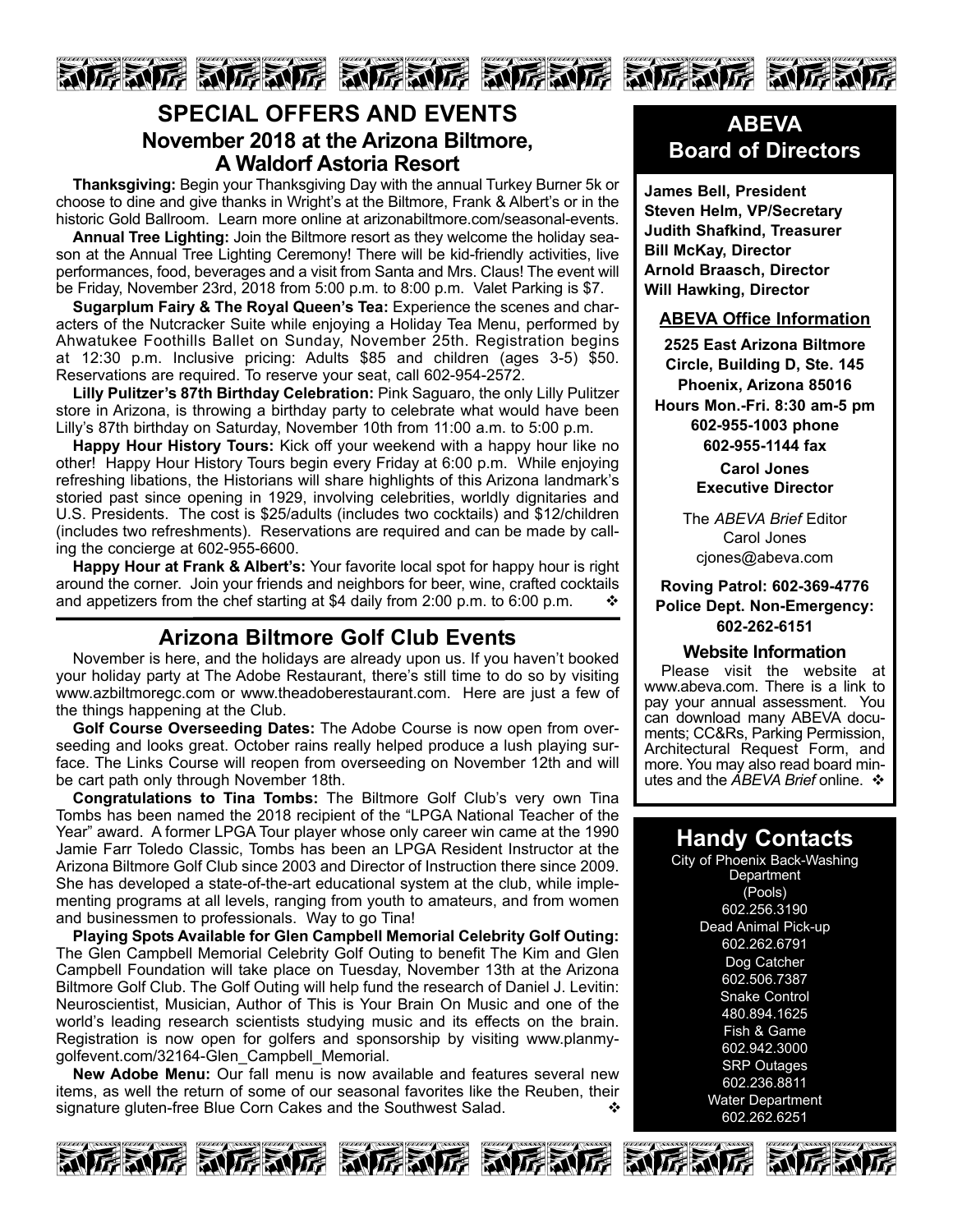## SPECIAL OFFERS AND EVENTS

### November 2018 at the Arizona Biltmore, A Waldorf Astoria Resort

**Thanksgiving:** Begin your Thanksgiving Day with the annual Turkey Burner 5k or choose to dine and give thanks in Wright's at the Biltmore, Frank & Albert's or in the historic Gold Ballroom. Learn more online at arizonabiltmore.com/seasonal-events.

**Annual Tree Lighting:** Join the Biltmore resort as they welcome the holiday season at the Annual Tree Lighting Ceremony! There will be kid-friendly activities, live performances, food, beverages and a visit from Santa and Mrs. Claus! The event will be Friday, November 23rd, 2018 from 5:00 p.m. to 8:00 p.m. Valet Parking is $7.

**Sugarplum Fairy & The Royal Queen's Tea:** Experience the scenes and characters of the Nutcracker Suite while enjoying a Holiday Tea Menu, performed by Ahwatukee Foothills Ballet on Sunday, November 25th. Registration begins at 12:30 p.m. Inclusive pricing: Adults $85 and children (ages 3-5) $50. Reservations are required. To reserve your seat, call 602-954-2572.

**Lilly Pulitzer's 87th Birthday Celebration:** Pink Saguaro, the only Lilly Pulitzer store in Arizona, is throwing a birthday party to celebrate what would have been Lilly's 87th birthday on Saturday, November 10th from 11:00 a.m. to 5:00 p.m.

**Happy Hour History Tours:** Kick off your weekend with a happy hour like no other! Happy Hour History Tours begin every Friday at 6:00 p.m. While enjoying refreshing libations, the Historians will share highlights of this Arizona landmark's storied past since opening in 1929, involving celebrities, worldly dignitaries and U.S. Presidents. The cost is $25/adults (includes two cocktails) and $12/children (includes two refreshments). Reservations are required and can be made by calling the concierge at 602-955-6600.

**Happy Hour at Frank & Albert's:** Your favorite local spot for happy hour is right around the corner. Join your friends and neighbors for beer, wine, crafted cocktails and appetizers from the chef starting at $4 daily from 2:00 p.m. to 6:00 p.m. ❖

## Arizona Biltmore Golf Club Events

November is here, and the holidays are already upon us. If you haven't booked your holiday party at The Adobe Restaurant, there's still time to do so by visiting www.azbiltmoregc.com or www.theadoberestaurant.com. Here are just a few of the things happening at the Club.

**Golf Course Overseeding Dates:** The Adobe Course is now open from overseeding and looks great. October rains really helped produce a lush playing surface. The Links Course will reopen from overseeding on November 12th and will be cart path only through November 18th.

**Congratulations to Tina Tombs:** The Biltmore Golf Club's very own Tina Tombs has been named the 2018 recipient of the "LPGA National Teacher of the Year" award. A former LPGA Tour player whose only career win came at the 1990 Jamie Farr Toledo Classic, Tombs has been an LPGA Resident Instructor at the Arizona Biltmore Golf Club since 2003 and Director of Instruction there since 2009. She has developed a state-of-the-art educational system at the club, while implementing programs at all levels, ranging from youth to amateurs, and from women and businessmen to professionals. Way to go Tina!

**Playing Spots Available for Glen Campbell Memorial Celebrity Golf Outing:** The Glen Campbell Memorial Celebrity Golf Outing to benefit The Kim and Glen Campbell Foundation will take place on Tuesday, November 13th at the Arizona Biltmore Golf Club. The Golf Outing will help fund the research of Daniel J. Levitin: Neuroscientist, Musician, Author of This is Your Brain On Music and one of the world's leading research scientists studying music and its effects on the brain. Registration is now open for golfers and sponsorship by visiting www.planmygolfevent.com/32164-Glen_Campbell_Memorial.

**New Adobe Menu:** Our fall menu is now available and features several new items, as well the return of some of our seasonal favorites like the Reuben, their signature gluten-free Blue Corn Cakes and the Southwest Salad. ❖

## ABEVA Board of Directors

**James Bell, President**
**Steven Helm, VP/Secretary**
**Judith Shafkind, Treasurer**
**Bill McKay, Director**
**Arnold Braasch, Director**
**Will Hawking, Director**

### ABEVA Office Information

**2525 East Arizona Biltmore Circle, Building D, Ste. 145**
**Phoenix, Arizona 85016**
**Hours Mon.-Fri. 8:30 am-5 pm**
**602-955-1003 phone**
**602-955-1144 fax**

**Carol Jones**
**Executive Director**

The *ABEVA Brief* Editor
Carol Jones
cjones@abeva.com

**Roving Patrol: 602-369-4776**
**Police Dept. Non-Emergency: 602-262-6151**

### Website Information

Please visit the website at www.abeva.com. There is a link to pay your annual assessment. You can download many ABEVA documents; CC&Rs, Parking Permission, Architectural Request Form, and more. You may also read board minutes and the *ABEVA Brief* online. ❖

## Handy Contacts

City of Phoenix Back-Washing Department (Pools)
602.256.3190

Dead Animal Pick-up
602.262.6791

Dog Catcher
602.506.7387

Snake Control
480.894.1625

Fish & Game
602.942.3000

SRP Outages
602.236.8811

Water Department
602.262.6251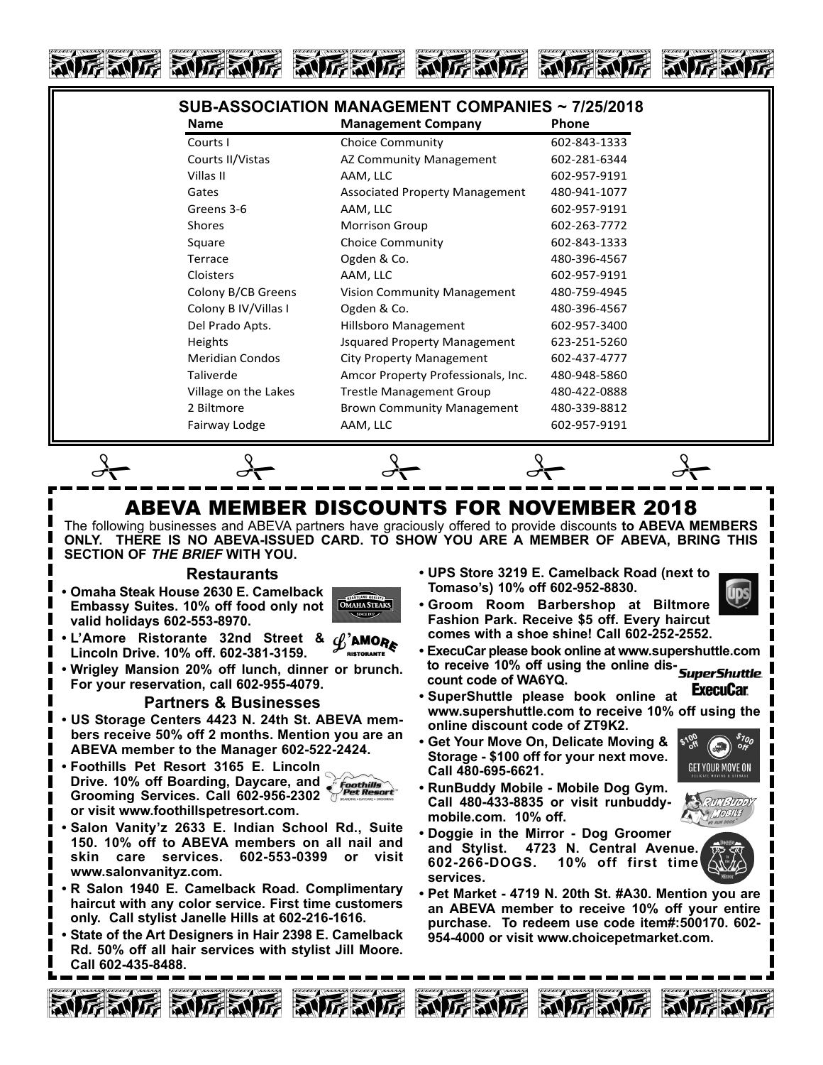## SUB-ASSOCIATION MANAGEMENT COMPANIES ~ 7/25/2018

| Name | Management Company | Phone |
|---|---|---|
| Courts I | Choice Community | 602-843-1333 |
| Courts II/Vistas | AZ Community Management | 602-281-6344 |
| Villas II | AAM, LLC | 602-957-9191 |
| Gates | Associated Property Management | 480-941-1077 |
| Greens 3-6 | AAM, LLC | 602-957-9191 |
| Shores | Morrison Group | 602-263-7772 |
| Square | Choice Community | 602-843-1333 |
| Terrace | Ogden & Co. | 480-396-4567 |
| Cloisters | AAM, LLC | 602-957-9191 |
| Colony B/CB Greens | Vision Community Management | 480-759-4945 |
| Colony B IV/Villas I | Ogden & Co. | 480-396-4567 |
| Del Prado Apts. | Hillsboro Management | 602-957-3400 |
| Heights | Jsquared Property Management | 623-251-5260 |
| Meridian Condos | City Property Management | 602-437-4777 |
| Taliverde | Amcor Property Professionals, Inc. | 480-948-5860 |
| Village on the Lakes | Trestle Management Group | 480-422-0888 |
| 2 Biltmore | Brown Community Management | 480-339-8812 |
| Fairway Lodge | AAM, LLC | 602-957-9191 |

# ABEVA MEMBER DISCOUNTS FOR NOVEMBER 2018

The following businesses and ABEVA partners have graciously offered to provide discounts **to ABEVA MEMBERS ONLY. THERE IS NO ABEVA-ISSUED CARD. TO SHOW YOU ARE A MEMBER OF ABEVA, BRING THIS SECTION OF *THE BRIEF* WITH YOU.**

### Restaurants

- **Omaha Steak House 2630 E. Camelback Embassy Suites. 10% off food only not valid holidays 602-553-8970.**
- **L'Amore Ristorante 32nd Street & Lincoln Drive. 10% off. 602-381-3159.**
- **Wrigley Mansion 20% off lunch, dinner or brunch. For your reservation, call 602-955-4079.**

### Partners & Businesses

- **US Storage Centers 4423 N. 24th St. ABEVA members receive 50% off 2 months. Mention you are an ABEVA member to the Manager 602-522-2424.**
- **Foothills Pet Resort 3165 E. Lincoln Drive. 10% off Boarding, Daycare, and Grooming Services. Call 602-956-2302 or visit www.foothillspetresort.com.**
- **Salon Vanity'z 2633 E. Indian School Rd., Suite 150. 10% off to ABEVA members on all nail and skin care services. 602-553-0399 or visit www.salonvanityz.com.**
- **R Salon 1940 E. Camelback Road. Complimentary haircut with any color service. First time customers only. Call stylist Janelle Hills at 602-216-1616.**
- **State of the Art Designers in Hair 2398 E. Camelback Rd. 50% off all hair services with stylist Jill Moore. Call 602-435-8488.**
- **UPS Store 3219 E. Camelback Road (next to Tomaso's) 10% off 602-952-8830.**
- **Groom Room Barbershop at Biltmore Fashion Park. Receive $5 off. Every haircut comes with a shoe shine! Call 602-252-2552.**
- **ExecuCar please book online at www.supershuttle.com to receive 10% off using the online discount code of WA6YQ.**
- **SuperShuttle please book online at www.supershuttle.com to receive 10% off using the online discount code of ZT9K2.**
- **Get Your Move On, Delicate Moving & Storage - $100 off for your next move. Call 480-695-6621.**
- **RunBuddy Mobile - Mobile Dog Gym. Call 480-433-8835 or visit runbuddy-mobile.com. 10% off.**
- **Doggie in the Mirror - Dog Groomer and Stylist. 4723 N. Central Avenue. 602-266-DOGS. 10% off first time services.**
- **Pet Market - 4719 N. 20th St. #A30. Mention you are an ABEVA member to receive 10% off your entire purchase. To redeem use code item#:500170. 602-954-4000 or visit www.choicepetmarket.com.**